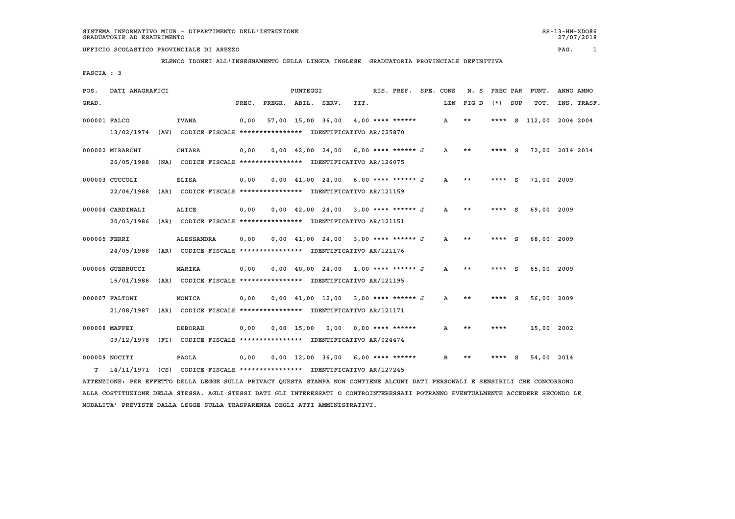SISTEMA INFORMATIVO MIUR - DIPARTIMENTO DELL'ISTRUZIONE
GRADUATORIE AD ESAURIMENTO

SS-13-HN-XDO86
27/07/2018

UFFICIO SCOLASTICO PROVINCIALE DI AREZZO

ELENCO IDONEI ALL'INSEGNAMENTO DELLA LINGUA INGLESE GRADUATORIA PROVINCIALE DEFINITIVA

FASCIA : 3

| POS. GRAD. | DATI ANAGRAFICI | | PREC. | PREGR. | ABIL. | SERV. | TIT. | RIS. PREF. | SPE. CONS | LIN | N. S FIG D | PREC PAR (*) | SUP | PUNT. TOT. | ANNO INS. | ANNO TRASF. |
|---|---|---|---|---|---|---|---|---|---|---|---|---|---|---|---|---|
| 000001 | FALCO | IVANA | 0,00 | 57,00 | 15,00 | 36,00 | 4,00 | **** ****** | | A | ** | **** | S | 112,00 | 2004 | 2004 |
| | 13/02/1974 (AV) CODICE FISCALE **************** IDENTIFICATIVO AR/025870 | | | | | | | | | | | | | | | |
| 000002 | MIRARCHI | CHIARA | 0,00 | 0,00 | 42,00 | 24,00 | 6,00 | **** ****** J | | A | ** | **** | S | 72,00 | 2014 | 2014 |
| | 26/05/1988 (NA) CODICE FISCALE **************** IDENTIFICATIVO AR/126075 | | | | | | | | | | | | | | | |
| 000003 | CUCCOLI | ELISA | 0,00 | 0,00 | 41,00 | 24,00 | 6,00 | **** ****** J | | A | ** | **** | S | 71,00 | 2009 | |
| | 22/04/1988 (AR) CODICE FISCALE **************** IDENTIFICATIVO AR/121159 | | | | | | | | | | | | | | | |
| 000004 | CARDINALI | ALICE | 0,00 | 0,00 | 42,00 | 24,00 | 3,00 | **** ****** J | | A | ** | **** | S | 69,00 | 2009 | |
| | 20/03/1986 (AR) CODICE FISCALE **************** IDENTIFICATIVO AR/121151 | | | | | | | | | | | | | | | |
| 000005 | FERRI | ALESSANDRA | 0,00 | 0,00 | 41,00 | 24,00 | 3,00 | **** ****** J | | A | ** | **** | S | 68,00 | 2009 | |
| | 24/05/1988 (AR) CODICE FISCALE **************** IDENTIFICATIVO AR/121176 | | | | | | | | | | | | | | | |
| 000006 | GUERRUCCI | MARIKA | 0,00 | 0,00 | 40,00 | 24,00 | 1,00 | **** ****** J | | A | ** | **** | S | 65,00 | 2009 | |
| | 16/01/1988 (AR) CODICE FISCALE **************** IDENTIFICATIVO AR/121195 | | | | | | | | | | | | | | | |
| 000007 | FALTONI | MONICA | 0,00 | 0,00 | 41,00 | 12,00 | 3,00 | **** ****** J | | A | ** | **** | S | 56,00 | 2009 | |
| | 21/08/1987 (AR) CODICE FISCALE **************** IDENTIFICATIVO AR/121171 | | | | | | | | | | | | | | | |
| 000008 | MAFFEI | DEBORAH | 0,00 | 0,00 | 15,00 | 0,00 | 0,00 | **** ****** | | A | ** | **** | | 15,00 | 2002 | |
| | 09/12/1978 (FI) CODICE FISCALE **************** IDENTIFICATIVO AR/024474 | | | | | | | | | | | | | | | |
| 000009 | NOCITI | PAOLA | 0,00 | 0,00 | 12,00 | 36,00 | 6,00 | **** ****** | | B | ** | **** | S | 54,00 | 2014 | |
| T | 14/11/1971 (CS) CODICE FISCALE **************** IDENTIFICATIVO AR/127245 | | | | | | | | | | | | | | | |

ATTENZIONE: PER EFFETTO DELLA LEGGE SULLA PRIVACY QUESTA STAMPA NON CONTIENE ALCUNI DATI PERSONALI E SENSIBILI CHE CONCORRONO ALLA COSTITUZIONE DELLA STESSA. AGLI STESSI DATI GLI INTERESSATI O CONTROINTERESSATI POTRANNO EVENTUALMENTE ACCEDERE SECONDO LE MODALITA' PREVISTE DALLA LEGGE SULLA TRASPARENZA DEGLI ATTI AMMINISTRATIVI.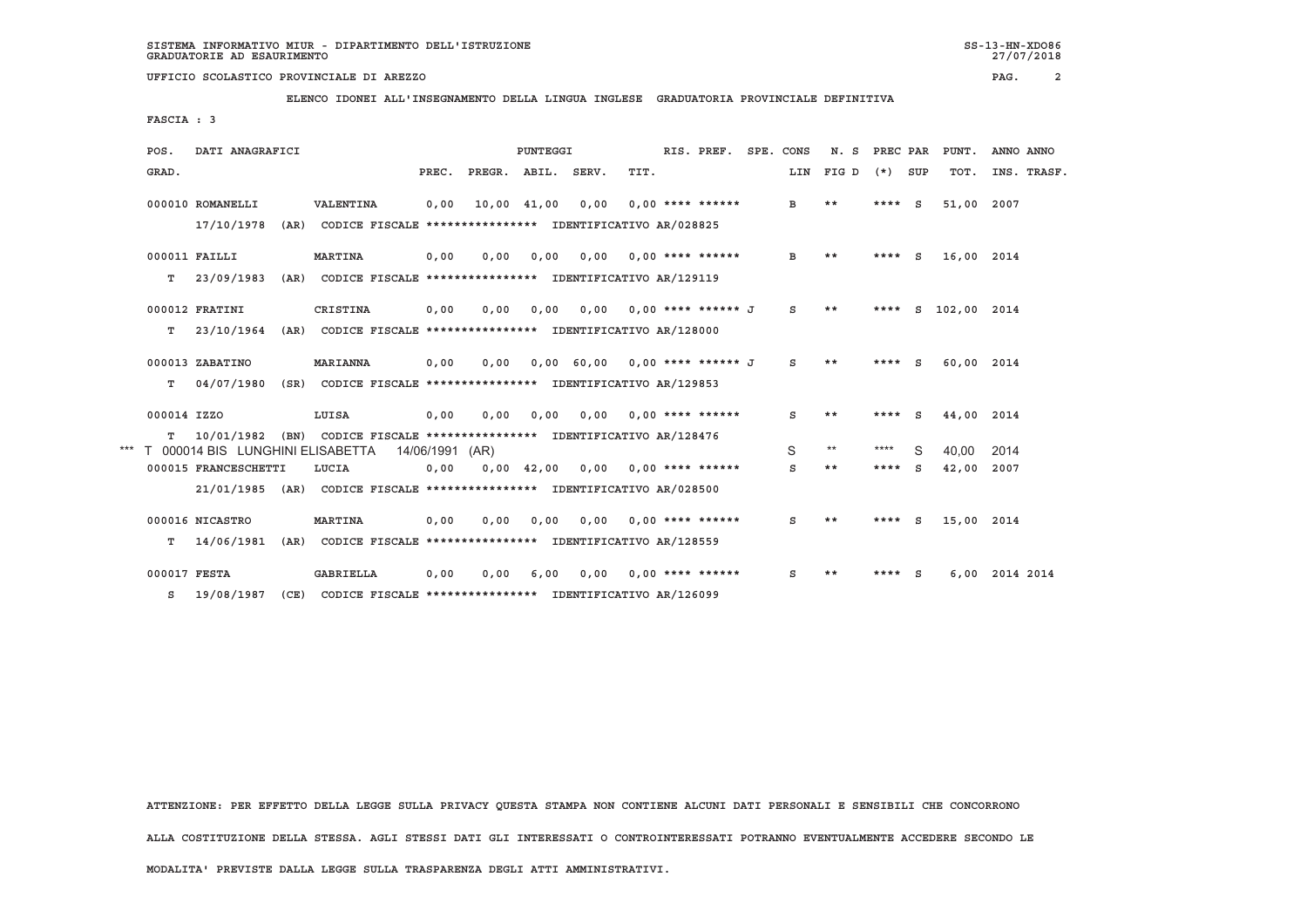SISTEMA INFORMATIVO MIUR - DIPARTIMENTO DELL'ISTRUZIONE
GRADUATORIE AD ESAURIMENTO

UFFICIO SCOLASTICO PROVINCIALE DI AREZZO

ELENCO IDONEI ALL'INSEGNAMENTO DELLA LINGUA INGLESE GRADUATORIA PROVINCIALE DEFINITIVA

FASCIA : 3

| POS. GRAD. | DATI ANAGRAFICI | | PREC. | PREGR. | ABIL. | SERV. | TIT. | RIS. PREF. | SPE. CONS LIN | N. S FIG D | PREC PAR (*) | SUP | PUNT. TOT. | ANNO INS. | ANNO TRASF. |
|---|---|---|---|---|---|---|---|---|---|---|---|---|---|---|---|
| 000010 | ROMANELLI 17/10/1978 (AR) CODICE FISCALE **************** IDENTIFICATIVO AR/028825 | VALENTINA | 0,00 | 10,00 | 41,00 | 0,00 | 0,00 | **** ****** | B | ** | **** | S | 51,00 | 2007 | |
| 000011 | FAILLI T 23/09/1983 (AR) CODICE FISCALE **************** IDENTIFICATIVO AR/129119 | MARTINA | 0,00 | 0,00 | 0,00 | 0,00 | 0,00 | **** ****** | B | ** | **** | S | 16,00 | 2014 | |
| 000012 | FRATINI T 23/10/1964 (AR) CODICE FISCALE **************** IDENTIFICATIVO AR/128000 | CRISTINA | 0,00 | 0,00 | 0,00 | 0,00 | 0,00 | **** ****** J | S | ** | **** | S | 102,00 | 2014 | |
| 000013 | ZABATINO T 04/07/1980 (SR) CODICE FISCALE **************** IDENTIFICATIVO AR/129853 | MARIANNA | 0,00 | 0,00 | 0,00 | 60,00 | 0,00 | **** ****** J | S | ** | **** | S | 60,00 | 2014 | |
| 000014 | IZZO T 10/01/1982 (BN) CODICE FISCALE **************** IDENTIFICATIVO AR/128476 | LUISA | 0,00 | 0,00 | 0,00 | 0,00 | 0,00 | **** ****** | S | ** | **** | S | 44,00 | 2014 | |
| *** T 000014 BIS | LUNGHINI 14/06/1991 (AR) | ELISABETTA | | | | | | | S | ** | **** | S | 40,00 | 2014 | |
| 000015 | FRANCESCHETTI 21/01/1985 (AR) CODICE FISCALE **************** IDENTIFICATIVO AR/028500 | LUCIA | 0,00 | 0,00 | 42,00 | 0,00 | 0,00 | **** ****** | S | ** | **** | S | 42,00 | 2007 | |
| 000016 | NICASTRO T 14/06/1981 (AR) CODICE FISCALE **************** IDENTIFICATIVO AR/128559 | MARTINA | 0,00 | 0,00 | 0,00 | 0,00 | 0,00 | **** ****** | S | ** | **** | S | 15,00 | 2014 | |
| 000017 | FESTA S 19/08/1987 (CE) CODICE FISCALE **************** IDENTIFICATIVO AR/126099 | GABRIELLA | 0,00 | 0,00 | 6,00 | 0,00 | 0,00 | **** ****** | S | ** | **** | S | 6,00 | 2014 | 2014 |

ATTENZIONE: PER EFFETTO DELLA LEGGE SULLA PRIVACY QUESTA STAMPA NON CONTIENE ALCUNI DATI PERSONALI E SENSIBILI CHE CONCORRONO ALLA COSTITUZIONE DELLA STESSA. AGLI STESSI DATI GLI INTERESSATI O CONTROINTERESSATI POTRANNO EVENTUALMENTE ACCEDERE SECONDO LE MODALITA' PREVISTE DALLA LEGGE SULLA TRASPARENZA DEGLI ATTI AMMINISTRATIVI.